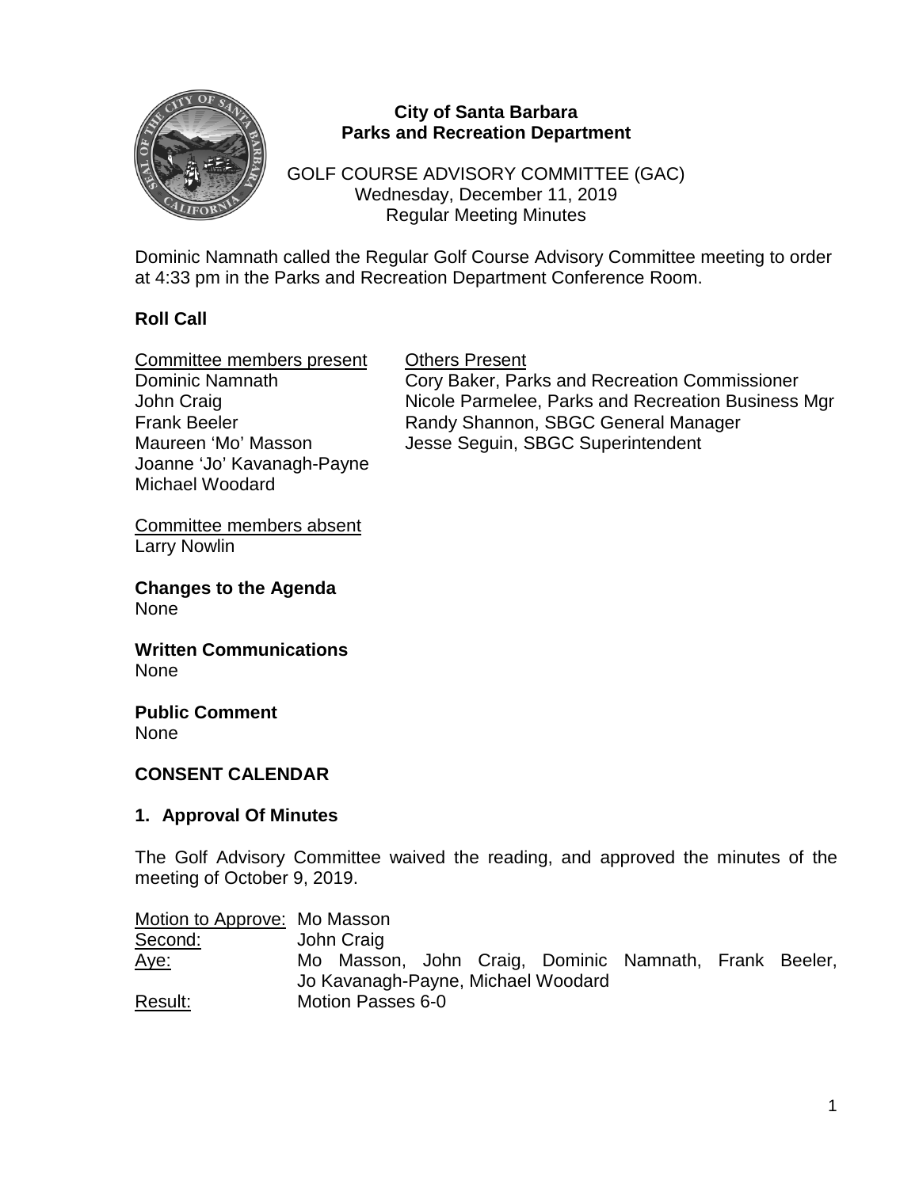**City of Santa Barbara**
**Parks and Recreation Department**

GOLF COURSE ADVISORY COMMITTEE (GAC)
Wednesday, December 11, 2019
Regular Meeting Minutes

Dominic Namnath called the Regular Golf Course Advisory Committee meeting to order at 4:33 pm in the Parks and Recreation Department Conference Room.

## Roll Call

| Committee members present | Others Present |
|---|---|
| Dominic Namnath | Cory Baker, Parks and Recreation Commissioner |
| John Craig | Nicole Parmelee, Parks and Recreation Business Mgr |
| Frank Beeler | Randy Shannon, SBGC General Manager |
| Maureen 'Mo' Masson | Jesse Seguin, SBGC Superintendent |
| Joanne 'Jo' Kavanagh-Payne | |
| Michael Woodard | |

Committee members absent
Larry Nowlin

**Changes to the Agenda**
None

**Written Communications**
None

**Public Comment**
None

## CONSENT CALENDAR

### 1. Approval Of Minutes

The Golf Advisory Committee waived the reading, and approved the minutes of the meeting of October 9, 2019.

| | |
|---|---|
| Motion to Approve: | Mo Masson |
| Second: | John Craig |
| Aye: | Mo Masson, John Craig, Dominic Namnath, Frank Beeler, Jo Kavanagh-Payne, Michael Woodard |
| Result: | Motion Passes 6-0 |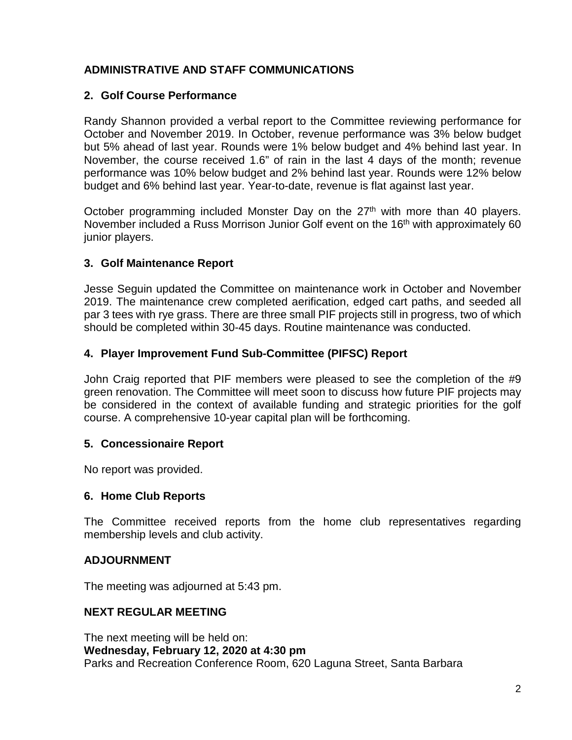## ADMINISTRATIVE AND STAFF COMMUNICATIONS

### 2. Golf Course Performance

Randy Shannon provided a verbal report to the Committee reviewing performance for October and November 2019. In October, revenue performance was 3% below budget but 5% ahead of last year. Rounds were 1% below budget and 4% behind last year. In November, the course received 1.6" of rain in the last 4 days of the month; revenue performance was 10% below budget and 2% behind last year. Rounds were 12% below budget and 6% behind last year. Year-to-date, revenue is flat against last year.

October programming included Monster Day on the 27th with more than 40 players. November included a Russ Morrison Junior Golf event on the 16th with approximately 60 junior players.

### 3. Golf Maintenance Report

Jesse Seguin updated the Committee on maintenance work in October and November 2019. The maintenance crew completed aerification, edged cart paths, and seeded all par 3 tees with rye grass. There are three small PIF projects still in progress, two of which should be completed within 30-45 days. Routine maintenance was conducted.

### 4. Player Improvement Fund Sub-Committee (PIFSC) Report

John Craig reported that PIF members were pleased to see the completion of the #9 green renovation. The Committee will meet soon to discuss how future PIF projects may be considered in the context of available funding and strategic priorities for the golf course. A comprehensive 10-year capital plan will be forthcoming.

### 5. Concessionaire Report

No report was provided.

### 6. Home Club Reports

The Committee received reports from the home club representatives regarding membership levels and club activity.

## ADJOURNMENT

The meeting was adjourned at 5:43 pm.

## NEXT REGULAR MEETING

The next meeting will be held on:
**Wednesday, February 12, 2020 at 4:30 pm**
Parks and Recreation Conference Room, 620 Laguna Street, Santa Barbara